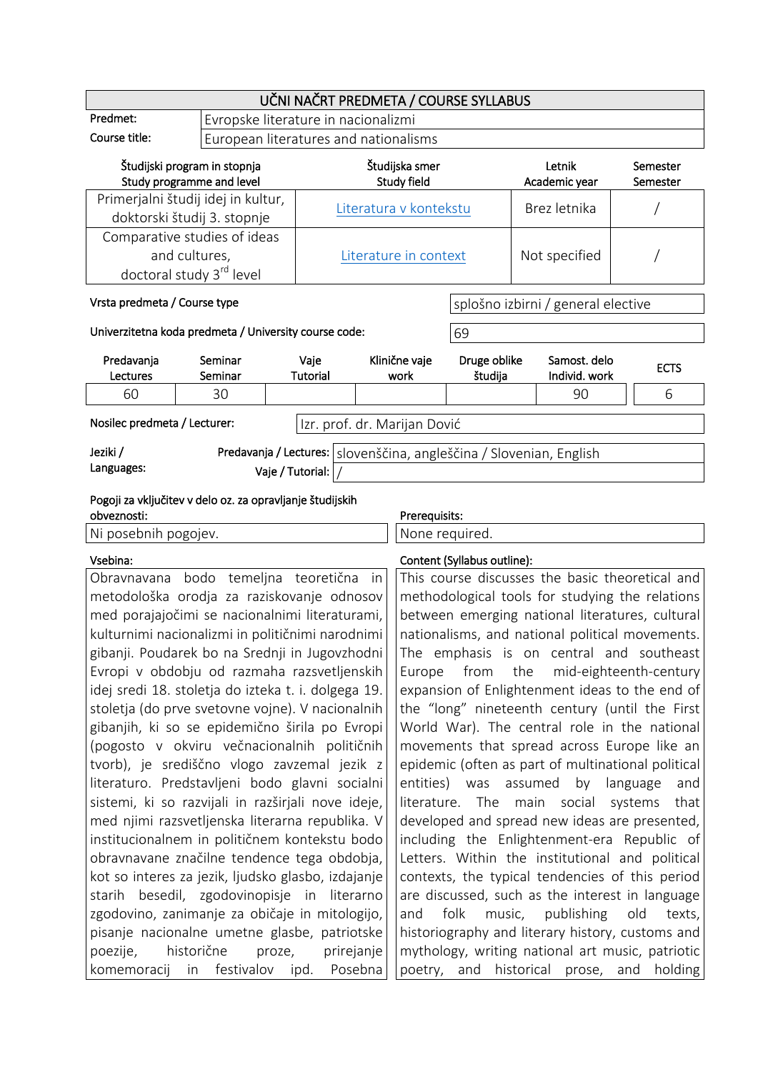# UČNI NAČRT PREDMETA / COURSE SYLLABUS

| | |
|---|---|
| Predmet: | Evropske literature in nacionalizmi |
| Course title: | European literatures and nationalisms |

| Študijski program in stopnja<br>Study programme and level | Študijska smer<br>Study field | Letnik<br>Academic year | Semester<br>Semester |
|---|---|---|---|
| Primerjalni študij idej in kultur, doktorski študij 3. stopnje | Literatura v kontekstu | Brez letnika | / |
| Comparative studies of ideas and cultures, doctoral study 3rd level | Literature in context | Not specified | / |

Vrsta predmeta / Course type: splošno izbirni / general elective

Univerzitetna koda predmeta / University course code: 69

| Predavanja<br>Lectures | Seminar<br>Seminar | Vaje<br>Tutorial | Klinične vaje<br>work | Druge oblike študija | Samost. delo<br>Individ. work | ECTS |
|---|---|---|---|---|---|---|
| 60 | 30 | | | | 90 | 6 |

Nosilec predmeta / Lecturer: Izr. prof. dr. Marijan Dović

| Jeziki / Languages: | |
|---|---|
| Predavanja / Lectures: | slovenščina, angleščina / Slovenian, English |
| Vaje / Tutorial: | / |

**Pogoji za vključitev v delo oz. za opravljanje študijskih obveznosti:**

Ni posebnih pogojev.

**Prerequisites:**

None required.

**Vsebina:**

Obravnavana bodo temeljna teoretična in metodološka orodja za raziskovanje odnosov med porajajočimi se nacionalnimi literaturami, kulturnimi nacionalizmi in političnimi narodnimi gibanji. Poudarek bo na Srednji in Jugovzhodni Evropi v obdobju od razmaha razsvetljenskih idej sredi 18. stoletja do izteka t. i. dolgega 19. stoletja (do prve svetovne vojne). V nacionalnih gibanjih, ki so se epidemično širila po Evropi (pogosto v okviru večnacionalnih političnih tvorb), je središčno vlogo zavzemal jezik z literaturo. Predstavljeni bodo glavni socialni sistemi, ki so razvijali in razširjali nove ideje, med njimi razsvetljenska literarna republika. V institucionalnem in političnem kontekstu bodo obravnavane značilne tendence tega obdobja, kot so interes za jezik, ljudsko glasbo, izdajanje starih besedil, zgodovinopisje in literarno zgodovino, zanimanje za običaje in mitologijo, pisanje nacionalne umetne glasbe, patriotske poezije, historične proze, prirejanje komemoracij in festivalov ipd. Posebna

**Content (Syllabus outline):**

This course discusses the basic theoretical and methodological tools for studying the relations between emerging national literatures, cultural nationalisms, and national political movements. The emphasis is on central and southeast Europe from the mid-eighteenth-century expansion of Enlightenment ideas to the end of the "long" nineteenth century (until the First World War). The central role in the national movements that spread across Europe like an epidemic (often as part of multinational political entities) was assumed by language and literature. The main social systems that developed and spread new ideas are presented, including the Enlightenment-era Republic of Letters. Within the institutional and political contexts, the typical tendencies of this period are discussed, such as the interest in language and folk music, publishing old texts, historiography and literary history, customs and mythology, writing national art music, patriotic poetry, and historical prose, and holding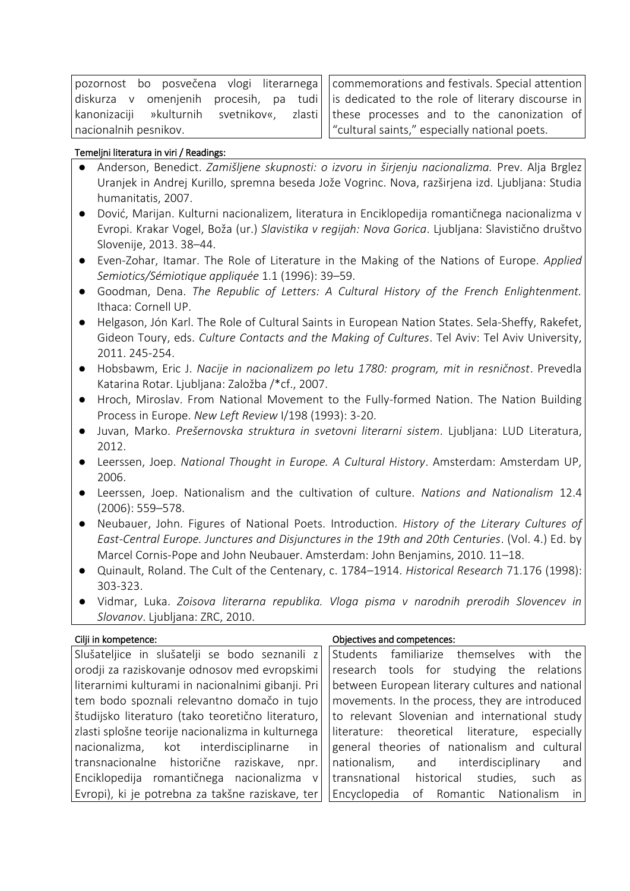| | |
|---|---|
| pozornost bo posvečena vlogi literarnega diskurza v omenjenih procesih, pa tudi kanonizaciji »kulturnih svetnikov«, zlasti nacionalnih pesnikov. | commemorations and festivals. Special attention is dedicated to the role of literary discourse in these processes and to the canonization of "cultural saints," especially national poets. |

**Temeljni literatura in viri / Readings:**

- Anderson, Benedict. *Zamišljene skupnosti: o izvoru in širjenju nacionalizma.* Prev. Alja Brglez Uranjek in Andrej Kurillo, spremna beseda Jože Vogrinc. Nova, razširjena izd. Ljubljana: Studia humanitatis, 2007.
- Dović, Marijan. Kulturni nacionalizem, literatura in Enciklopedija romantičnega nacionalizma v Evropi. Krakar Vogel, Boža (ur.) *Slavistika v regijah: Nova Gorica*. Ljubljana: Slavistično društvo Slovenije, 2013. 38–44.
- Even-Zohar, Itamar. The Role of Literature in the Making of the Nations of Europe. *Applied Semiotics/Sémiotique appliquée* 1.1 (1996): 39–59.
- Goodman, Dena. *The Republic of Letters: A Cultural History of the French Enlightenment.* Ithaca: Cornell UP.
- Helgason, Jón Karl. The Role of Cultural Saints in European Nation States. Sela-Sheffy, Rakefet, Gideon Toury, eds. *Culture Contacts and the Making of Cultures*. Tel Aviv: Tel Aviv University, 2011. 245-254.
- Hobsbawm, Eric J. *Nacije in nacionalizem po letu 1780: program, mit in resničnost*. Prevedla Katarina Rotar. Ljubljana: Založba /*cf., 2007.
- Hroch, Miroslav. From National Movement to the Fully-formed Nation. The Nation Building Process in Europe. *New Left Review* I/198 (1993): 3-20.
- Juvan, Marko. *Prešernovska struktura in svetovni literarni sistem*. Ljubljana: LUD Literatura, 2012.
- Leerssen, Joep. *National Thought in Europe. A Cultural History*. Amsterdam: Amsterdam UP, 2006.
- Leerssen, Joep. Nationalism and the cultivation of culture. *Nations and Nationalism* 12.4 (2006): 559–578.
- Neubauer, John. Figures of National Poets. Introduction. *History of the Literary Cultures of East-Central Europe. Junctures and Disjunctures in the 19th and 20th Centuries*. (Vol. 4.) Ed. by Marcel Cornis-Pope and John Neubauer. Amsterdam: John Benjamins, 2010. 11–18.
- Quinault, Roland. The Cult of the Centenary, c. 1784–1914. *Historical Research* 71.176 (1998): 303-323.
- Vidmar, Luka. *Zoisova literarna republika. Vloga pisma v narodnih prerodih Slovencev in Slovanov*. Ljubljana: ZRC, 2010.

| Cilji in kompetence: | Objectives and competences: |
|---|---|
| Slušateljice in slušatelji se bodo seznanili z orodji za raziskovanje odnosov med evropskimi literarnimi kulturami in nacionalnimi gibanji. Pri tem bodo spoznali relevantno domačo in tujo študijsko literaturo (tako teoretično literaturo, zlasti splošne teorije nacionalizma in kulturnega nacionalizma, kot interdisciplinarne in transnacionalne historične raziskave, npr. Enciklopedija romantičnega nacionalizma v Evropi), ki je potrebna za takšne raziskave, ter | Students familiarize themselves with the research tools for studying the relations between European literary cultures and national movements. In the process, they are introduced to relevant Slovenian and international study literature: theoretical literature, especially general theories of nationalism and cultural nationalism, and interdisciplinary and transnational historical studies, such as Encyclopedia of Romantic Nationalism in |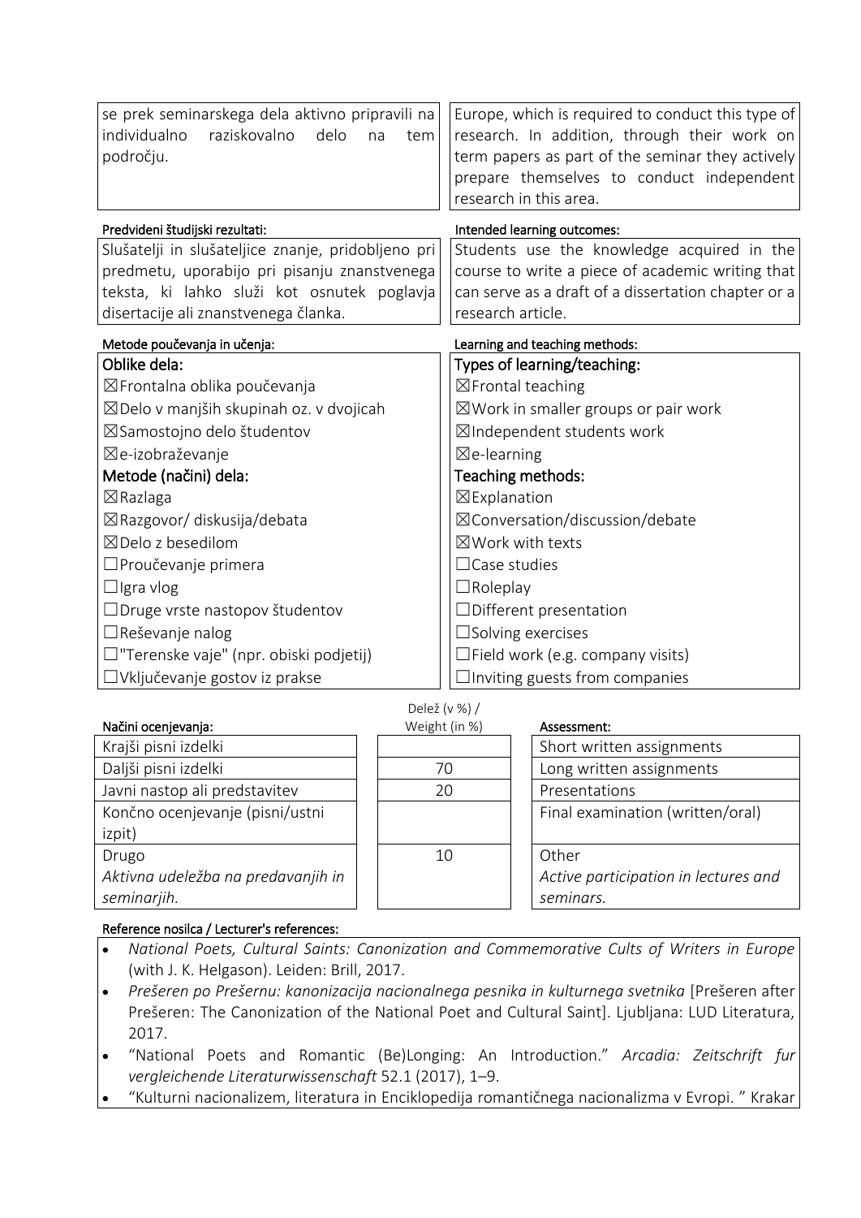| | |
|---|---|
| se prek seminarskega dela aktivno pripravili na individualno raziskovalno delo na tem področju. | Europe, which is required to conduct this type of research. In addition, through their work on term papers as part of the seminar they actively prepare themselves to conduct independent research in this area. |

| Predvideni študijski rezultati: | Intended learning outcomes: |
|---|---|
| Slušatelji in slušateljice znanje, pridobljeno pri predmetu, uporabijo pri pisanju znanstvenega teksta, ki lahko služi kot osnutek poglavja disertacije ali znanstvenega članka. | Students use the knowledge acquired in the course to write a piece of academic writing that can serve as a draft of a dissertation chapter or a research article. |

| Metode poučevanja in učenja: | Learning and teaching methods: |
|---|---|
| **Oblike dela:** | **Types of learning/teaching:** |
| ☒Frontalna oblika poučevanja | ☒Frontal teaching |
| ☒Delo v manjših skupinah oz. v dvojicah | ☒Work in smaller groups or pair work |
| ☒Samostojno delo študentov | ☒Independent students work |
| ☒e-izobraževanje | ☒e-learning |
| **Metode (načini) dela:** | **Teaching methods:** |
| ☒Razlaga | ☒Explanation |
| ☒Razgovor/ diskusija/debata | ☒Conversation/discussion/debate |
| ☒Delo z besedilom | ☒Work with texts |
| ☐Proučevanje primera | ☐Case studies |
| ☐Igra vlog | ☐Roleplay |
| ☐Druge vrste nastopov študentov | ☐Different presentation |
| ☐Reševanje nalog | ☐Solving exercises |
| ☐"Terenske vaje" (npr. obiski podjetij) | ☐Field work (e.g. company visits) |
| ☐Vključevanje gostov iz prakse | ☐Inviting guests from companies |

| Načini ocenjevanja: | Delež (v %) / Weight (in %) | Assessment: |
|---|---|---|
| Krajši pisni izdelki | | Short written assignments |
| Daljši pisni izdelki | 70 | Long written assignments |
| Javni nastop ali predstavitev | 20 | Presentations |
| Končno ocenjevanje (pisni/ustni izpit) | | Final examination (written/oral) |
| Drugo *Aktivna udeležba na predavanjih in seminarjih.* | 10 | Other *Active participation in lectures and seminars.* |

Reference nosilca / Lecturer's references:

- *National Poets, Cultural Saints: Canonization and Commemorative Cults of Writers in Europe* (with J. K. Helgason). Leiden: Brill, 2017.
- *Prešeren po Prešernu: kanonizacija nacionalnega pesnika in kulturnega svetnika* [Prešeren after Prešeren: The Canonization of the National Poet and Cultural Saint]. Ljubljana: LUD Literatura, 2017.
- "National Poets and Romantic (Be)Longing: An Introduction." *Arcadia: Zeitschrift fur vergleichende Literaturwissenschaft* 52.1 (2017), 1–9.
- "Kulturni nacionalizem, literatura in Enciklopedija romantičnega nacionalizma v Evropi. " Krakar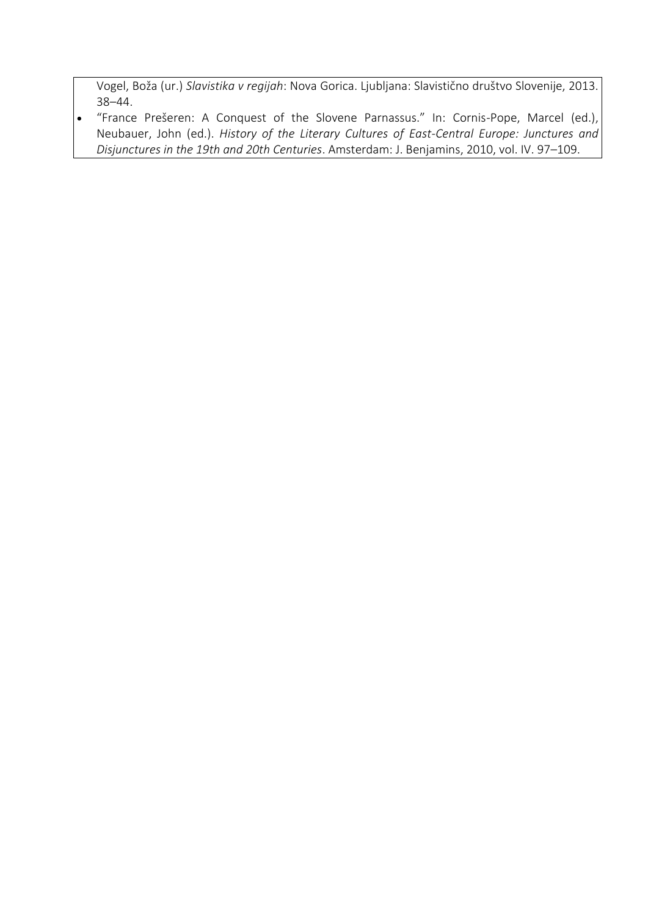Vogel, Boža (ur.) *Slavistika v regijah*: Nova Gorica. Ljubljana: Slavistično društvo Slovenije, 2013. 38–44.

- "France Prešeren: A Conquest of the Slovene Parnassus." In: Cornis-Pope, Marcel (ed.), Neubauer, John (ed.). *History of the Literary Cultures of East-Central Europe: Junctures and Disjunctures in the 19th and 20th Centuries*. Amsterdam: J. Benjamins, 2010, vol. IV. 97–109.